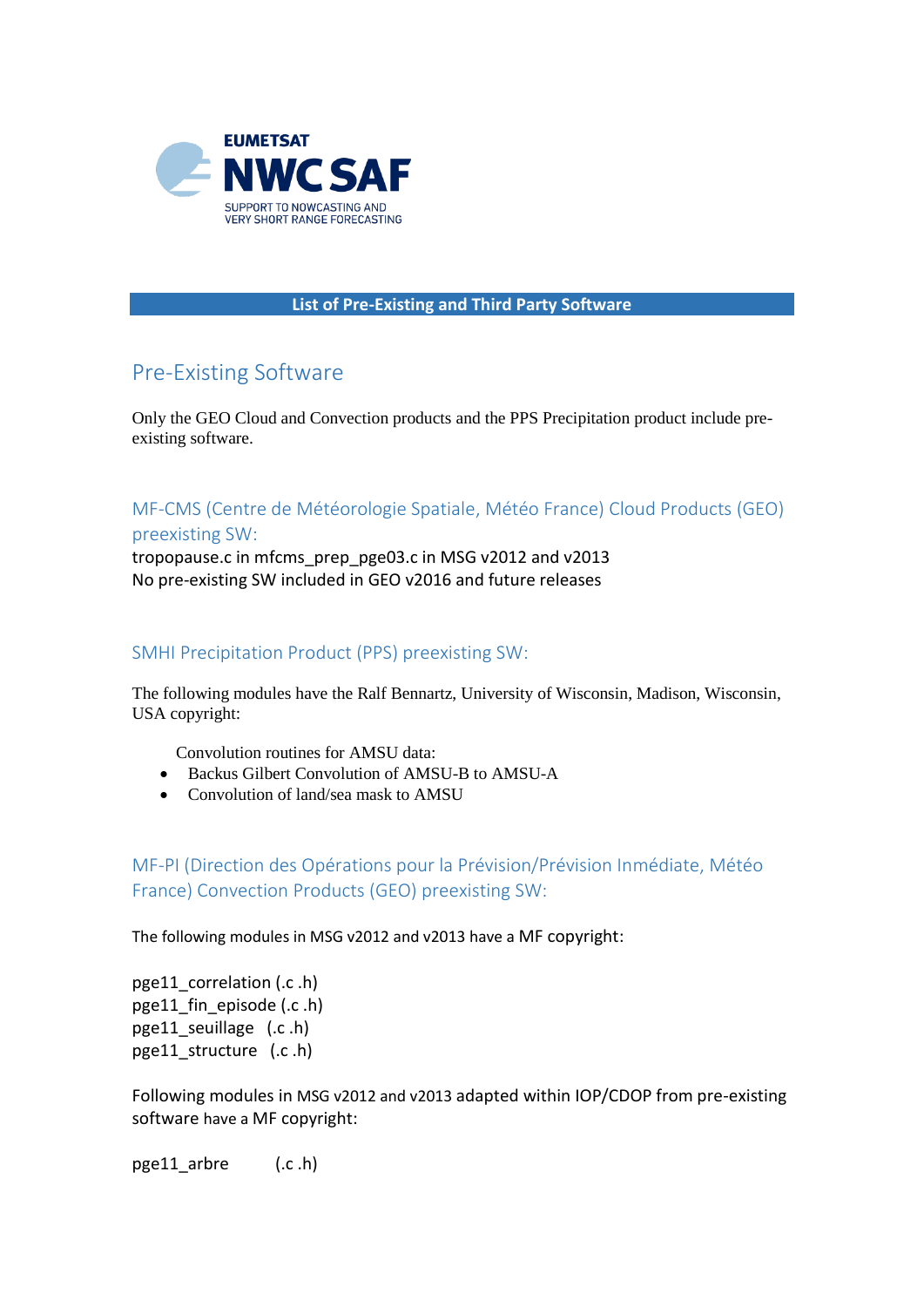EUMETSAT NWC SAF

SUPPORT TO NOWCASTING AND VERY SHORT RANGE FORECASTING

**List of Pre-Existing and Third Party Software**

# Pre-Existing Software

Only the GEO Cloud and Convection products and the PPS Precipitation product include pre-existing software.

## MF-CMS (Centre de Météorologie Spatiale, Météo France) Cloud Products (GEO) preexisting SW:

tropopause.c in mfcms_prep_pge03.c in MSG v2012 and v2013
No pre-existing SW included in GEO v2016 and future releases

## SMHI Precipitation Product (PPS) preexisting SW:

The following modules have the Ralf Bennartz, University of Wisconsin, Madison, Wisconsin, USA copyright:

Convolution routines for AMSU data:

- Backus Gilbert Convolution of AMSU-B to AMSU-A
- Convolution of land/sea mask to AMSU

## MF-PI (Direction des Opérations pour la Prévision/Prévision Inmédiate, Météo France) Convection Products (GEO) preexisting SW:

The following modules in MSG v2012 and v2013 have a MF copyright:

pge11_correlation (.c .h)
pge11_fin_episode (.c .h)
pge11_seuillage (.c .h)
pge11_structure (.c .h)

Following modules in MSG v2012 and v2013 adapted within IOP/CDOP from pre-existing software have a MF copyright:

pge11_arbre (.c .h)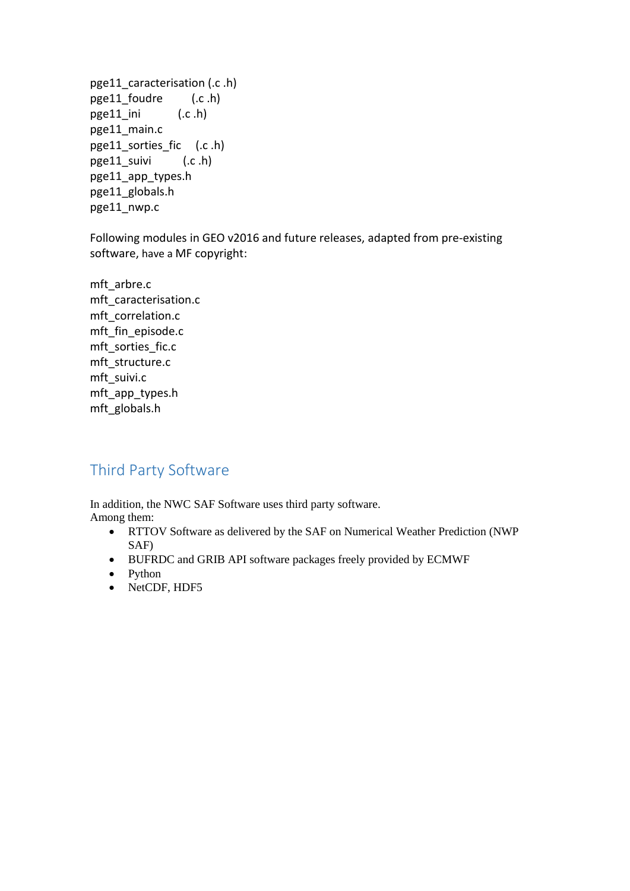pge11_caracterisation (.c .h)
pge11_foudre (.c .h)
pge11_ini (.c .h)
pge11_main.c
pge11_sorties_fic (.c .h)
pge11_suivi (.c .h)
pge11_app_types.h
pge11_globals.h
pge11_nwp.c

Following modules in GEO v2016 and future releases, adapted from pre-existing software, have a MF copyright:

mft_arbre.c
mft_caracterisation.c
mft_correlation.c
mft_fin_episode.c
mft_sorties_fic.c
mft_structure.c
mft_suivi.c
mft_app_types.h
mft_globals.h

## Third Party Software

In addition, the NWC SAF Software uses third party software.
Among them:

- RTTOV Software as delivered by the SAF on Numerical Weather Prediction (NWP SAF)
- BUFRDC and GRIB API software packages freely provided by ECMWF
- Python
- NetCDF, HDF5